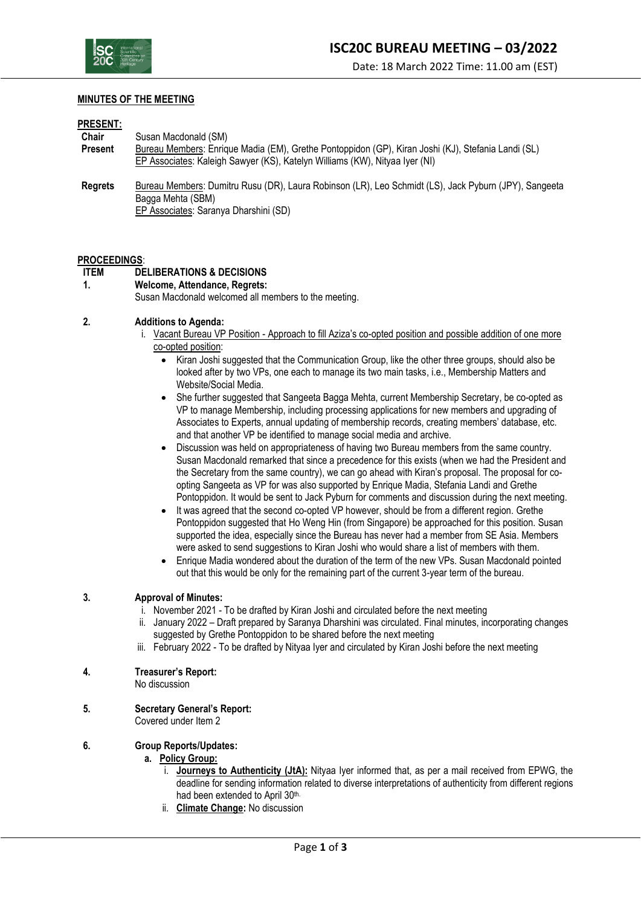# ISC20C BUREAU MEETING – 03/2022

Date: 18 March 2022 Time: 11.00 am (EST)

**MINUTES OF THE MEETING**

**PRESENT:**

**Chair** Susan Macdonald (SM)

**Present** Bureau Members: Enrique Madia (EM), Grethe Pontoppidon (GP), Kiran Joshi (KJ), Stefania Landi (SL)
EP Associates: Kaleigh Sawyer (KS), Katelyn Williams (KW), Nityaa Iyer (NI)

**Regrets** Bureau Members: Dumitru Rusu (DR), Laura Robinson (LR), Leo Schmidt (LS), Jack Pyburn (JPY), Sangeeta Bagga Mehta (SBM)
EP Associates: Saranya Dharshini (SD)

**PROCEEDINGS**:

**ITEM DELIBERATIONS & DECISIONS**

**1. Welcome, Attendance, Regrets:**

Susan Macdonald welcomed all members to the meeting.

**2. Additions to Agenda:**

i. Vacant Bureau VP Position - Approach to fill Aziza's co-opted position and possible addition of one more co-opted position:

- Kiran Joshi suggested that the Communication Group, like the other three groups, should also be looked after by two VPs, one each to manage its two main tasks, i.e., Membership Matters and Website/Social Media.
- She further suggested that Sangeeta Bagga Mehta, current Membership Secretary, be co-opted as VP to manage Membership, including processing applications for new members and upgrading of Associates to Experts, annual updating of membership records, creating members' database, etc. and that another VP be identified to manage social media and archive.
- Discussion was held on appropriateness of having two Bureau members from the same country. Susan Macdonald remarked that since a precedence for this exists (when we had the President and the Secretary from the same country), we can go ahead with Kiran's proposal. The proposal for co-opting Sangeeta as VP for was also supported by Enrique Madia, Stefania Landi and Grethe Pontoppidon. It would be sent to Jack Pyburn for comments and discussion during the next meeting.
- It was agreed that the second co-opted VP however, should be from a different region. Grethe Pontoppidon suggested that Ho Weng Hin (from Singapore) be approached for this position. Susan supported the idea, especially since the Bureau has never had a member from SE Asia. Members were asked to send suggestions to Kiran Joshi who would share a list of members with them.
- Enrique Madia wondered about the duration of the term of the new VPs. Susan Macdonald pointed out that this would be only for the remaining part of the current 3-year term of the bureau.

**3. Approval of Minutes:**

i. November 2021 - To be drafted by Kiran Joshi and circulated before the next meeting
ii. January 2022 – Draft prepared by Saranya Dharshini was circulated. Final minutes, incorporating changes suggested by Grethe Pontoppidon to be shared before the next meeting
iii. February 2022 - To be drafted by Nityaa Iyer and circulated by Kiran Joshi before the next meeting

**4. Treasurer's Report:**

No discussion

**5. Secretary General's Report:**

Covered under Item 2

**6. Group Reports/Updates:**

**a. Policy Group:**

i. **Journeys to Authenticity (JtA):** Nityaa Iyer informed that, as per a mail received from EPWG, the deadline for sending information related to diverse interpretations of authenticity from different regions had been extended to April 30th.
ii. **Climate Change:** No discussion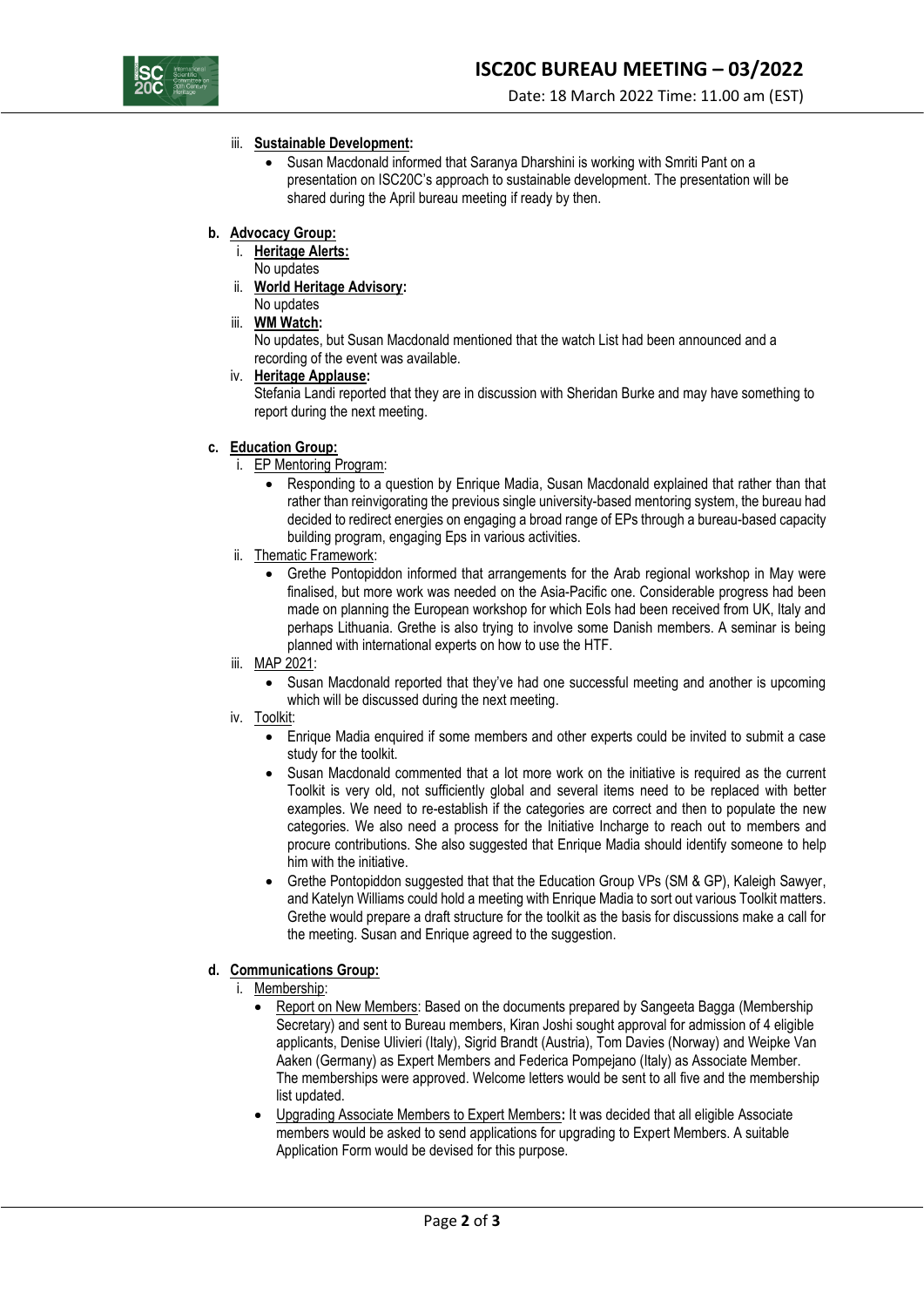iii. **Sustainable Development:**

- Susan Macdonald informed that Saranya Dharshini is working with Smriti Pant on a presentation on ISC20C's approach to sustainable development. The presentation will be shared during the April bureau meeting if ready by then.

**b. Advocacy Group:**

i. **Heritage Alerts:**
No updates

ii. **World Heritage Advisory:**
No updates

iii. **WM Watch:**
No updates, but Susan Macdonald mentioned that the watch List had been announced and a recording of the event was available.

iv. **Heritage Applause:**
Stefania Landi reported that they are in discussion with Sheridan Burke and may have something to report during the next meeting.

**c. Education Group:**

i. EP Mentoring Program:

- Responding to a question by Enrique Madia, Susan Macdonald explained that rather than that rather than reinvigorating the previous single university-based mentoring system, the bureau had decided to redirect energies on engaging a broad range of EPs through a bureau-based capacity building program, engaging Eps in various activities.

ii. Thematic Framework:

- Grethe Pontopiddon informed that arrangements for the Arab regional workshop in May were finalised, but more work was needed on the Asia-Pacific one. Considerable progress had been made on planning the European workshop for which EoIs had been received from UK, Italy and perhaps Lithuania. Grethe is also trying to involve some Danish members. A seminar is being planned with international experts on how to use the HTF.

iii. MAP 2021:

- Susan Macdonald reported that they've had one successful meeting and another is upcoming which will be discussed during the next meeting.

iv. Toolkit:

- Enrique Madia enquired if some members and other experts could be invited to submit a case study for the toolkit.
- Susan Macdonald commented that a lot more work on the initiative is required as the current Toolkit is very old, not sufficiently global and several items need to be replaced with better examples. We need to re-establish if the categories are correct and then to populate the new categories. We also need a process for the Initiative Incharge to reach out to members and procure contributions. She also suggested that Enrique Madia should identify someone to help him with the initiative.
- Grethe Pontopiddon suggested that that the Education Group VPs (SM & GP), Kaleigh Sawyer, and Katelyn Williams could hold a meeting with Enrique Madia to sort out various Toolkit matters. Grethe would prepare a draft structure for the toolkit as the basis for discussions make a call for the meeting. Susan and Enrique agreed to the suggestion.

**d. Communications Group:**

i. Membership:

- Report on New Members: Based on the documents prepared by Sangeeta Bagga (Membership Secretary) and sent to Bureau members, Kiran Joshi sought approval for admission of 4 eligible applicants, Denise Ulivieri (Italy), Sigrid Brandt (Austria), Tom Davies (Norway) and Weipke Van Aaken (Germany) as Expert Members and Federica Pompejano (Italy) as Associate Member. The memberships were approved. Welcome letters would be sent to all five and the membership list updated.
- Upgrading Associate Members to Expert Members**:** It was decided that all eligible Associate members would be asked to send applications for upgrading to Expert Members. A suitable Application Form would be devised for this purpose.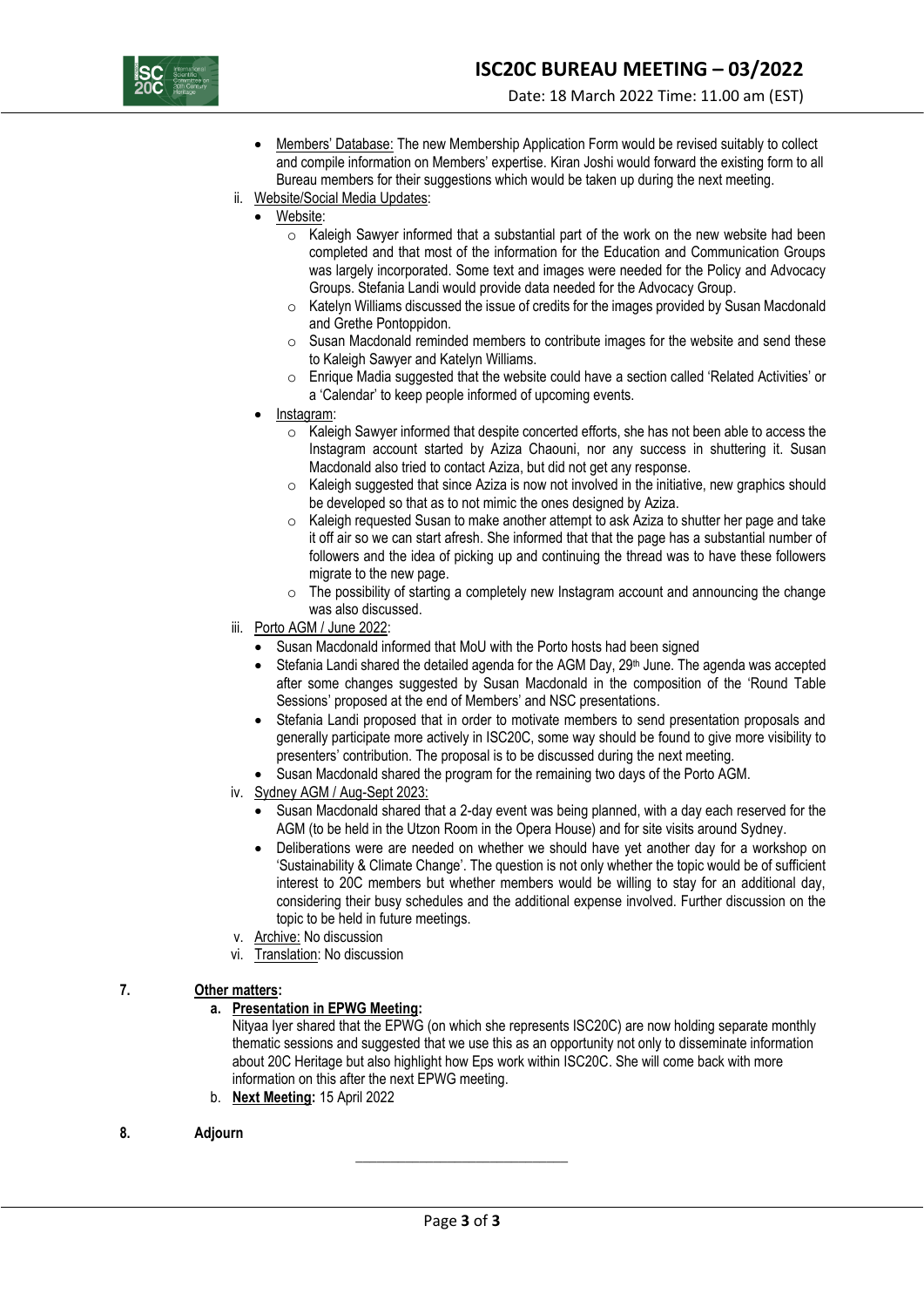- Members' Database: The new Membership Application Form would be revised suitably to collect and compile information on Members' expertise. Kiran Joshi would forward the existing form to all Bureau members for their suggestions which would be taken up during the next meeting.

ii. Website/Social Media Updates:

- Website:
  - Kaleigh Sawyer informed that a substantial part of the work on the new website had been completed and that most of the information for the Education and Communication Groups was largely incorporated. Some text and images were needed for the Policy and Advocacy Groups. Stefania Landi would provide data needed for the Advocacy Group.
  - Katelyn Williams discussed the issue of credits for the images provided by Susan Macdonald and Grethe Pontoppidon.
  - Susan Macdonald reminded members to contribute images for the website and send these to Kaleigh Sawyer and Katelyn Williams.
  - Enrique Madia suggested that the website could have a section called 'Related Activities' or a 'Calendar' to keep people informed of upcoming events.
- Instagram:
  - Kaleigh Sawyer informed that despite concerted efforts, she has not been able to access the Instagram account started by Aziza Chaouni, nor any success in shuttering it. Susan Macdonald also tried to contact Aziza, but did not get any response.
  - Kaleigh suggested that since Aziza is now not involved in the initiative, new graphics should be developed so that as to not mimic the ones designed by Aziza.
  - Kaleigh requested Susan to make another attempt to ask Aziza to shutter her page and take it off air so we can start afresh. She informed that that the page has a substantial number of followers and the idea of picking up and continuing the thread was to have these followers migrate to the new page.
  - The possibility of starting a completely new Instagram account and announcing the change was also discussed.

iii. Porto AGM / June 2022:

- Susan Macdonald informed that MoU with the Porto hosts had been signed
- Stefania Landi shared the detailed agenda for the AGM Day, 29th June. The agenda was accepted after some changes suggested by Susan Macdonald in the composition of the 'Round Table Sessions' proposed at the end of Members' and NSC presentations.
- Stefania Landi proposed that in order to motivate members to send presentation proposals and generally participate more actively in ISC20C, some way should be found to give more visibility to presenters' contribution. The proposal is to be discussed during the next meeting.
- Susan Macdonald shared the program for the remaining two days of the Porto AGM.

iv. Sydney AGM / Aug-Sept 2023:

- Susan Macdonald shared that a 2-day event was being planned, with a day each reserved for the AGM (to be held in the Utzon Room in the Opera House) and for site visits around Sydney.
- Deliberations were are needed on whether we should have yet another day for a workshop on 'Sustainability & Climate Change'. The question is not only whether the topic would be of sufficient interest to 20C members but whether members would be willing to stay for an additional day, considering their busy schedules and the additional expense involved. Further discussion on the topic to be held in future meetings.

v. Archive: No discussion

vi. Translation: No discussion

**7. Other matters:**

**a. Presentation in EPWG Meeting:**

Nityaa Iyer shared that the EPWG (on which she represents ISC20C) are now holding separate monthly thematic sessions and suggested that we use this as an opportunity not only to disseminate information about 20C Heritage but also highlight how Eps work within ISC20C. She will come back with more information on this after the next EPWG meeting.

b. **Next Meeting:** 15 April 2022

**8. Adjourn**